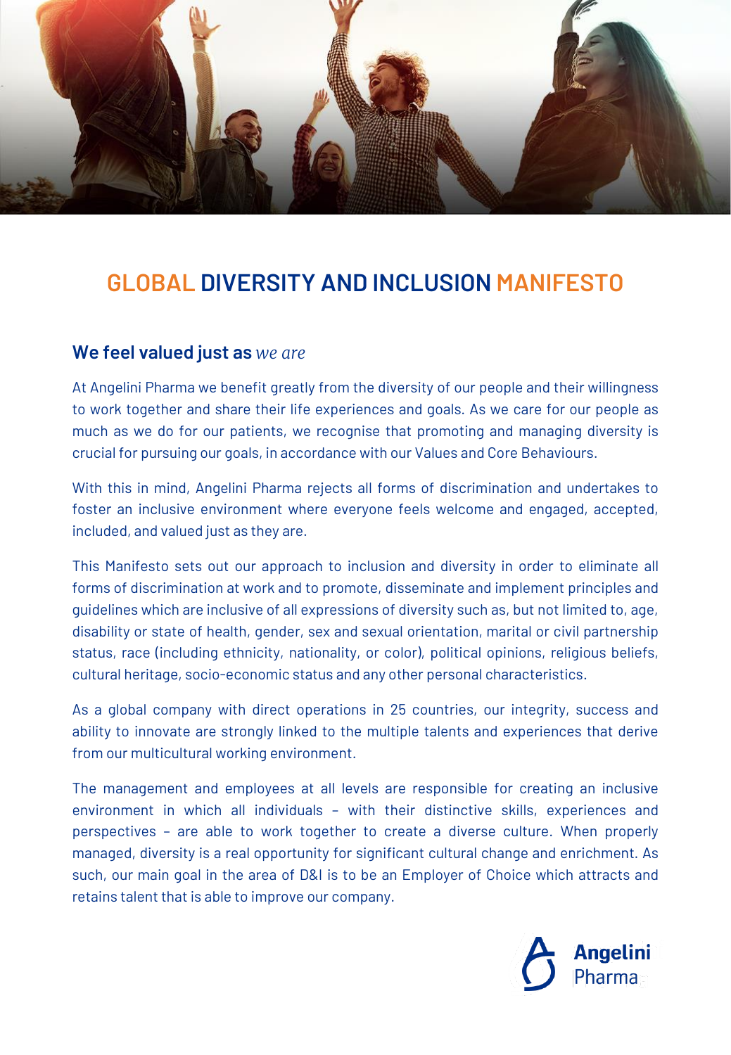# GLOBAL DIVERSITY AND INCLUSION MANIFESTO

## We feel valued just as *we are*

At Angelini Pharma we benefit greatly from the diversity of our people and their willingness to work together and share their life experiences and goals. As we care for our people as much as we do for our patients, we recognise that promoting and managing diversity is crucial for pursuing our goals, in accordance with our Values and Core Behaviours.

With this in mind, Angelini Pharma rejects all forms of discrimination and undertakes to foster an inclusive environment where everyone feels welcome and engaged, accepted, included, and valued just as they are.

This Manifesto sets out our approach to inclusion and diversity in order to eliminate all forms of discrimination at work and to promote, disseminate and implement principles and guidelines which are inclusive of all expressions of diversity such as, but not limited to, age, disability or state of health, gender, sex and sexual orientation, marital or civil partnership status, race (including ethnicity, nationality, or color), political opinions, religious beliefs, cultural heritage, socio-economic status and any other personal characteristics.

As a global company with direct operations in 25 countries, our integrity, success and ability to innovate are strongly linked to the multiple talents and experiences that derive from our multicultural working environment.

The management and employees at all levels are responsible for creating an inclusive environment in which all individuals – with their distinctive skills, experiences and perspectives – are able to work together to create a diverse culture. When properly managed, diversity is a real opportunity for significant cultural change and enrichment. As such, our main goal in the area of D&I is to be an Employer of Choice which attracts and retains talent that is able to improve our company.

Angelini Pharma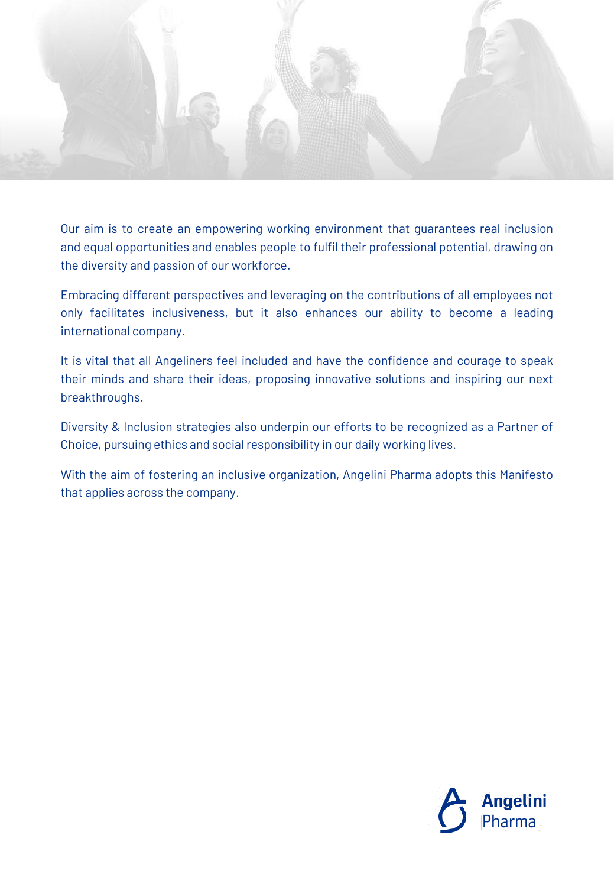Our aim is to create an empowering working environment that guarantees real inclusion and equal opportunities and enables people to fulfil their professional potential, drawing on the diversity and passion of our workforce.

Embracing different perspectives and leveraging on the contributions of all employees not only facilitates inclusiveness, but it also enhances our ability to become a leading international company.

It is vital that all Angeliners feel included and have the confidence and courage to speak their minds and share their ideas, proposing innovative solutions and inspiring our next breakthroughs.

Diversity & Inclusion strategies also underpin our efforts to be recognized as a Partner of Choice, pursuing ethics and social responsibility in our daily working lives.

With the aim of fostering an inclusive organization, Angelini Pharma adopts this Manifesto that applies across the company.

Angelini Pharma